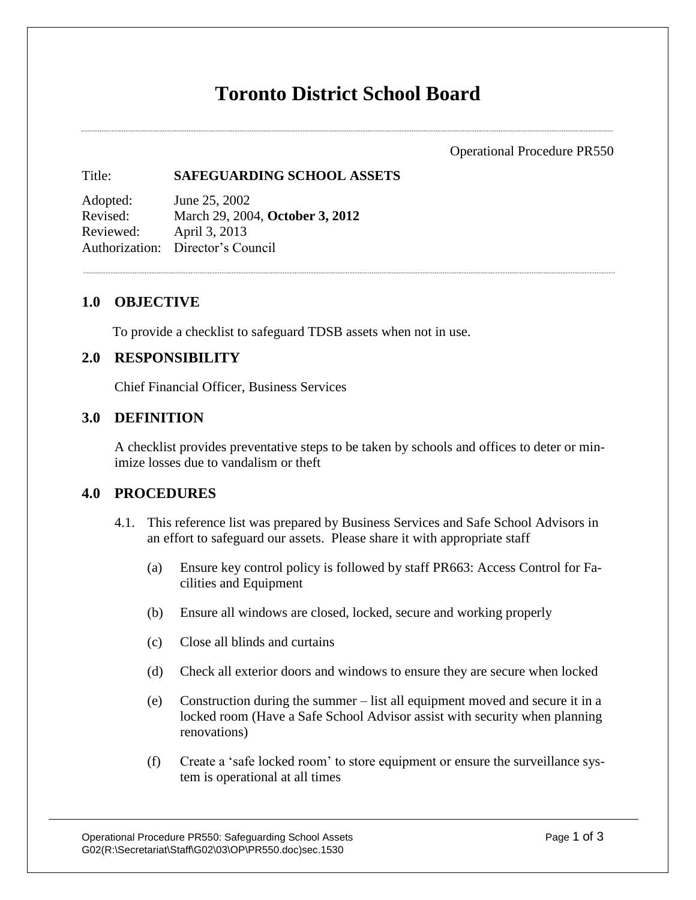# Toronto District School Board

Operational Procedure PR550

Title: **SAFEGUARDING SCHOOL ASSETS**

Adopted: June 25, 2002
Revised: March 29, 2004, **October 3, 2012**
Reviewed: April 3, 2013
Authorization: Director's Council

## 1.0 OBJECTIVE

To provide a checklist to safeguard TDSB assets when not in use.

## 2.0 RESPONSIBILITY

Chief Financial Officer, Business Services

## 3.0 DEFINITION

A checklist provides preventative steps to be taken by schools and offices to deter or minimize losses due to vandalism or theft

## 4.0 PROCEDURES

4.1. This reference list was prepared by Business Services and Safe School Advisors in an effort to safeguard our assets. Please share it with appropriate staff

(a) Ensure key control policy is followed by staff PR663: Access Control for Facilities and Equipment

(b) Ensure all windows are closed, locked, secure and working properly

(c) Close all blinds and curtains

(d) Check all exterior doors and windows to ensure they are secure when locked

(e) Construction during the summer – list all equipment moved and secure it in a locked room (Have a Safe School Advisor assist with security when planning renovations)

(f) Create a 'safe locked room' to store equipment or ensure the surveillance system is operational at all times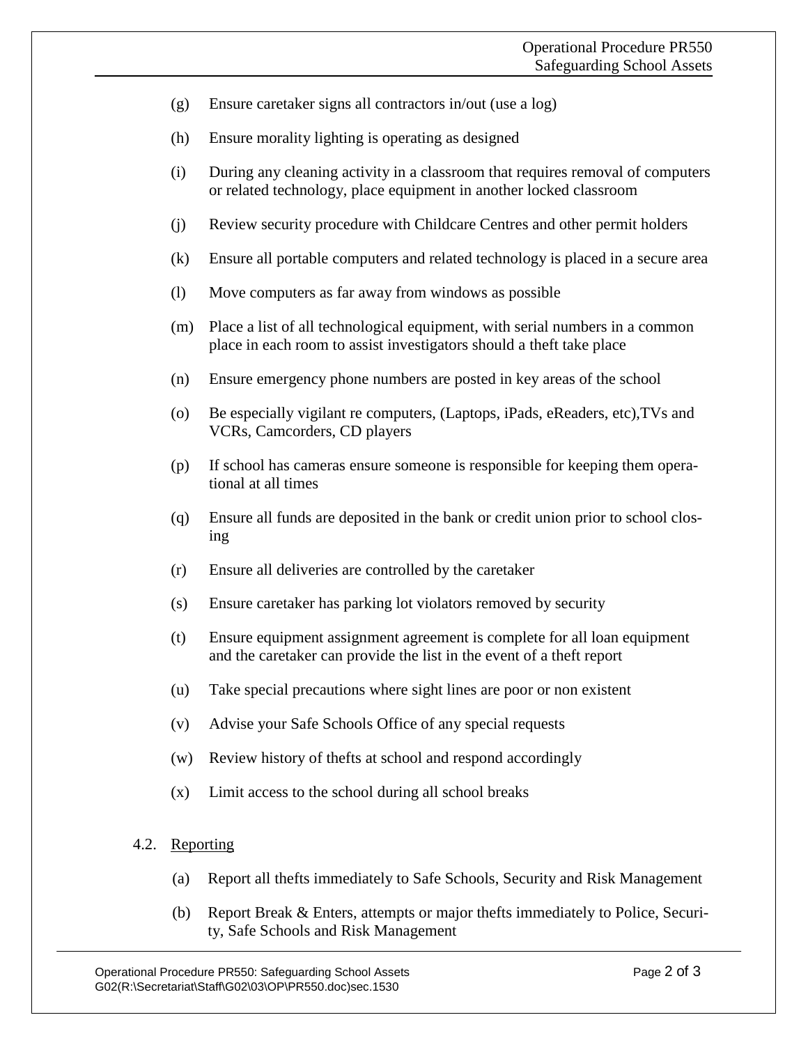(g) Ensure caretaker signs all contractors in/out (use a log)

(h) Ensure morality lighting is operating as designed

(i) During any cleaning activity in a classroom that requires removal of computers or related technology, place equipment in another locked classroom

(j) Review security procedure with Childcare Centres and other permit holders

(k) Ensure all portable computers and related technology is placed in a secure area

(l) Move computers as far away from windows as possible

(m) Place a list of all technological equipment, with serial numbers in a common place in each room to assist investigators should a theft take place

(n) Ensure emergency phone numbers are posted in key areas of the school

(o) Be especially vigilant re computers, (Laptops, iPads, eReaders, etc),TVs and VCRs, Camcorders, CD players

(p) If school has cameras ensure someone is responsible for keeping them operational at all times

(q) Ensure all funds are deposited in the bank or credit union prior to school closing

(r) Ensure all deliveries are controlled by the caretaker

(s) Ensure caretaker has parking lot violators removed by security

(t) Ensure equipment assignment agreement is complete for all loan equipment and the caretaker can provide the list in the event of a theft report

(u) Take special precautions where sight lines are poor or non existent

(v) Advise your Safe Schools Office of any special requests

(w) Review history of thefts at school and respond accordingly

(x) Limit access to the school during all school breaks

4.2. Reporting

(a) Report all thefts immediately to Safe Schools, Security and Risk Management

(b) Report Break & Enters, attempts or major thefts immediately to Police, Security, Safe Schools and Risk Management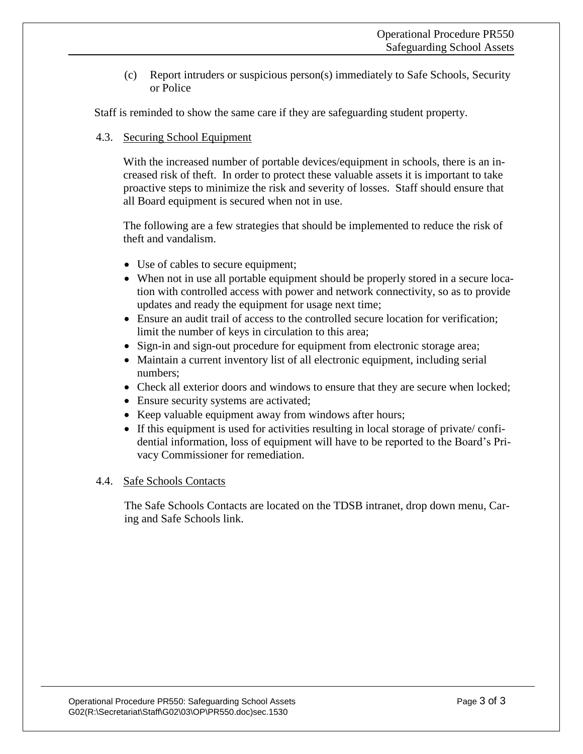(c) Report intruders or suspicious person(s) immediately to Safe Schools, Security or Police

Staff is reminded to show the same care if they are safeguarding student property.

### 4.3. Securing School Equipment

With the increased number of portable devices/equipment in schools, there is an increased risk of theft. In order to protect these valuable assets it is important to take proactive steps to minimize the risk and severity of losses. Staff should ensure that all Board equipment is secured when not in use.

The following are a few strategies that should be implemented to reduce the risk of theft and vandalism.

- Use of cables to secure equipment;
- When not in use all portable equipment should be properly stored in a secure location with controlled access with power and network connectivity, so as to provide updates and ready the equipment for usage next time;
- Ensure an audit trail of access to the controlled secure location for verification; limit the number of keys in circulation to this area;
- Sign-in and sign-out procedure for equipment from electronic storage area;
- Maintain a current inventory list of all electronic equipment, including serial numbers;
- Check all exterior doors and windows to ensure that they are secure when locked;
- Ensure security systems are activated;
- Keep valuable equipment away from windows after hours;
- If this equipment is used for activities resulting in local storage of private/ confidential information, loss of equipment will have to be reported to the Board's Privacy Commissioner for remediation.

### 4.4. Safe Schools Contacts

The Safe Schools Contacts are located on the TDSB intranet, drop down menu, Caring and Safe Schools link.